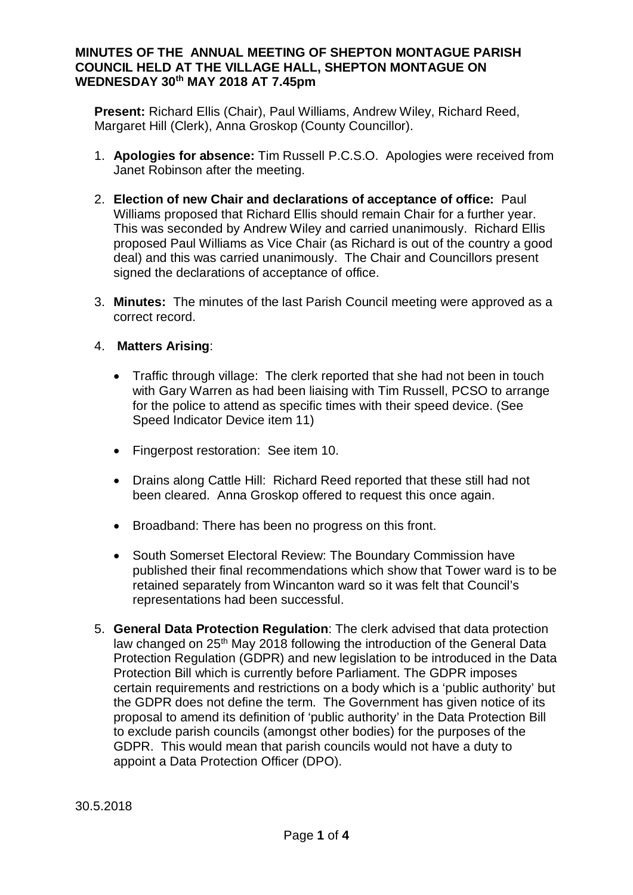**MINUTES OF THE ANNUAL MEETING OF SHEPTON MONTAGUE PARISH COUNCIL HELD AT THE VILLAGE HALL, SHEPTON MONTAGUE ON WEDNESDAY 30th MAY 2018 AT 7.45pm**

**Present:** Richard Ellis (Chair), Paul Williams, Andrew Wiley, Richard Reed, Margaret Hill (Clerk), Anna Groskop (County Councillor).

1. **Apologies for absence:** Tim Russell P.C.S.O. Apologies were received from Janet Robinson after the meeting.

2. **Election of new Chair and declarations of acceptance of office:** Paul Williams proposed that Richard Ellis should remain Chair for a further year. This was seconded by Andrew Wiley and carried unanimously. Richard Ellis proposed Paul Williams as Vice Chair (as Richard is out of the country a good deal) and this was carried unanimously. The Chair and Councillors present signed the declarations of acceptance of office.

3. **Minutes:** The minutes of the last Parish Council meeting were approved as a correct record.

4. **Matters Arising**:

   - Traffic through village: The clerk reported that she had not been in touch with Gary Warren as had been liaising with Tim Russell, PCSO to arrange for the police to attend as specific times with their speed device. (See Speed Indicator Device item 11)

   - Fingerpost restoration: See item 10.

   - Drains along Cattle Hill: Richard Reed reported that these still had not been cleared. Anna Groskop offered to request this once again.

   - Broadband: There has been no progress on this front.

   - South Somerset Electoral Review: The Boundary Commission have published their final recommendations which show that Tower ward is to be retained separately from Wincanton ward so it was felt that Council's representations had been successful.

5. **General Data Protection Regulation**: The clerk advised that data protection law changed on 25th May 2018 following the introduction of the General Data Protection Regulation (GDPR) and new legislation to be introduced in the Data Protection Bill which is currently before Parliament. The GDPR imposes certain requirements and restrictions on a body which is a 'public authority' but the GDPR does not define the term. The Government has given notice of its proposal to amend its definition of 'public authority' in the Data Protection Bill to exclude parish councils (amongst other bodies) for the purposes of the GDPR. This would mean that parish councils would not have a duty to appoint a Data Protection Officer (DPO).

30.5.2018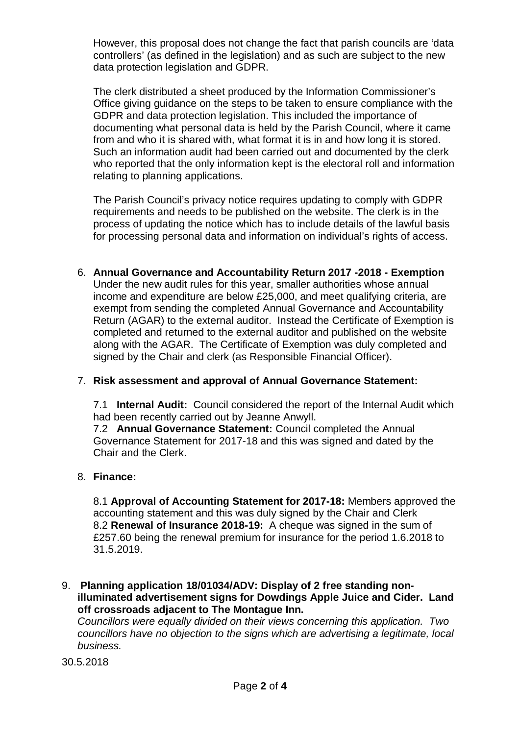However, this proposal does not change the fact that parish councils are 'data controllers' (as defined in the legislation) and as such are subject to the new data protection legislation and GDPR.

The clerk distributed a sheet produced by the Information Commissioner's Office giving guidance on the steps to be taken to ensure compliance with the GDPR and data protection legislation. This included the importance of documenting what personal data is held by the Parish Council, where it came from and who it is shared with, what format it is in and how long it is stored. Such an information audit had been carried out and documented by the clerk who reported that the only information kept is the electoral roll and information relating to planning applications.

The Parish Council's privacy notice requires updating to comply with GDPR requirements and needs to be published on the website. The clerk is in the process of updating the notice which has to include details of the lawful basis for processing personal data and information on individual's rights of access.

6. **Annual Governance and Accountability Return 2017 -2018 - Exemption**
   Under the new audit rules for this year, smaller authorities whose annual income and expenditure are below £25,000, and meet qualifying criteria, are exempt from sending the completed Annual Governance and Accountability Return (AGAR) to the external auditor. Instead the Certificate of Exemption is completed and returned to the external auditor and published on the website along with the AGAR. The Certificate of Exemption was duly completed and signed by the Chair and clerk (as Responsible Financial Officer).

7. **Risk assessment and approval of Annual Governance Statement:**

   7.1 **Internal Audit:** Council considered the report of the Internal Audit which had been recently carried out by Jeanne Anwyll.
   7.2 **Annual Governance Statement:** Council completed the Annual Governance Statement for 2017-18 and this was signed and dated by the Chair and the Clerk.

8. **Finance:**

   8.1 **Approval of Accounting Statement for 2017-18:** Members approved the accounting statement and this was duly signed by the Chair and Clerk
   8.2 **Renewal of Insurance 2018-19:** A cheque was signed in the sum of £257.60 being the renewal premium for insurance for the period 1.6.2018 to 31.5.2019.

9. **Planning application 18/01034/ADV: Display of 2 free standing non-illuminated advertisement signs for Dowdings Apple Juice and Cider. Land off crossroads adjacent to The Montague Inn.**
   *Councillors were equally divided on their views concerning this application. Two councillors have no objection to the signs which are advertising a legitimate, local business.*

30.5.2018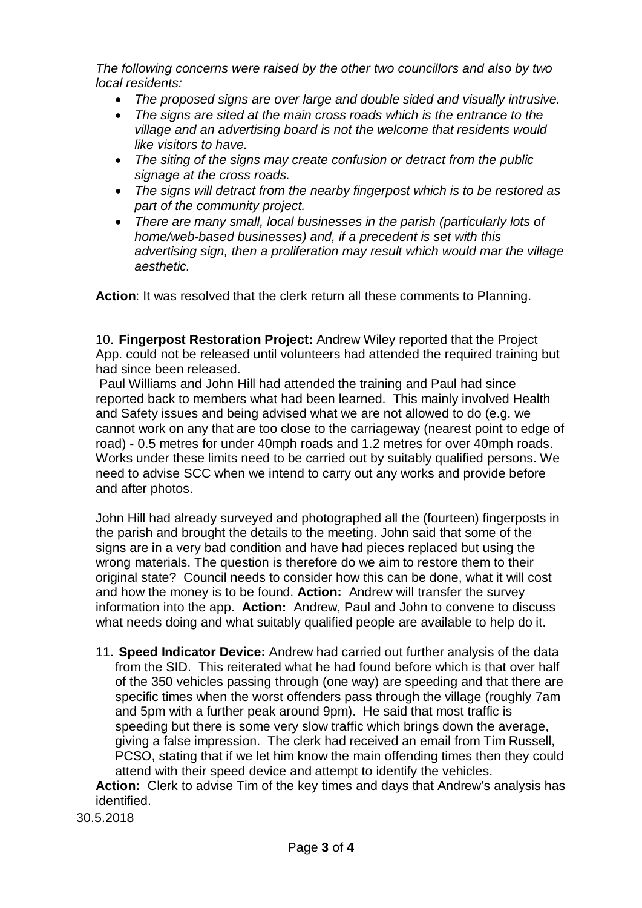*The following concerns were raised by the other two councillors and also by two local residents:*

- *The proposed signs are over large and double sided and visually intrusive.*
- *The signs are sited at the main cross roads which is the entrance to the village and an advertising board is not the welcome that residents would like visitors to have.*
- *The siting of the signs may create confusion or detract from the public signage at the cross roads.*
- *The signs will detract from the nearby fingerpost which is to be restored as part of the community project.*
- *There are many small, local businesses in the parish (particularly lots of home/web-based businesses) and, if a precedent is set with this advertising sign, then a proliferation may result which would mar the village aesthetic.*

**Action**: It was resolved that the clerk return all these comments to Planning.

10. **Fingerpost Restoration Project:** Andrew Wiley reported that the Project App. could not be released until volunteers had attended the required training but had since been released.

Paul Williams and John Hill had attended the training and Paul had since reported back to members what had been learned. This mainly involved Health and Safety issues and being advised what we are not allowed to do (e.g. we cannot work on any that are too close to the carriageway (nearest point to edge of road) - 0.5 metres for under 40mph roads and 1.2 metres for over 40mph roads. Works under these limits need to be carried out by suitably qualified persons. We need to advise SCC when we intend to carry out any works and provide before and after photos.

John Hill had already surveyed and photographed all the (fourteen) fingerposts in the parish and brought the details to the meeting. John said that some of the signs are in a very bad condition and have had pieces replaced but using the wrong materials. The question is therefore do we aim to restore them to their original state? Council needs to consider how this can be done, what it will cost and how the money is to be found. **Action:** Andrew will transfer the survey information into the app. **Action:** Andrew, Paul and John to convene to discuss what needs doing and what suitably qualified people are available to help do it.

11. **Speed Indicator Device:** Andrew had carried out further analysis of the data from the SID. This reiterated what he had found before which is that over half of the 350 vehicles passing through (one way) are speeding and that there are specific times when the worst offenders pass through the village (roughly 7am and 5pm with a further peak around 9pm). He said that most traffic is speeding but there is some very slow traffic which brings down the average, giving a false impression. The clerk had received an email from Tim Russell, PCSO, stating that if we let him know the main offending times then they could attend with their speed device and attempt to identify the vehicles.

**Action:** Clerk to advise Tim of the key times and days that Andrew's analysis has identified.

30.5.2018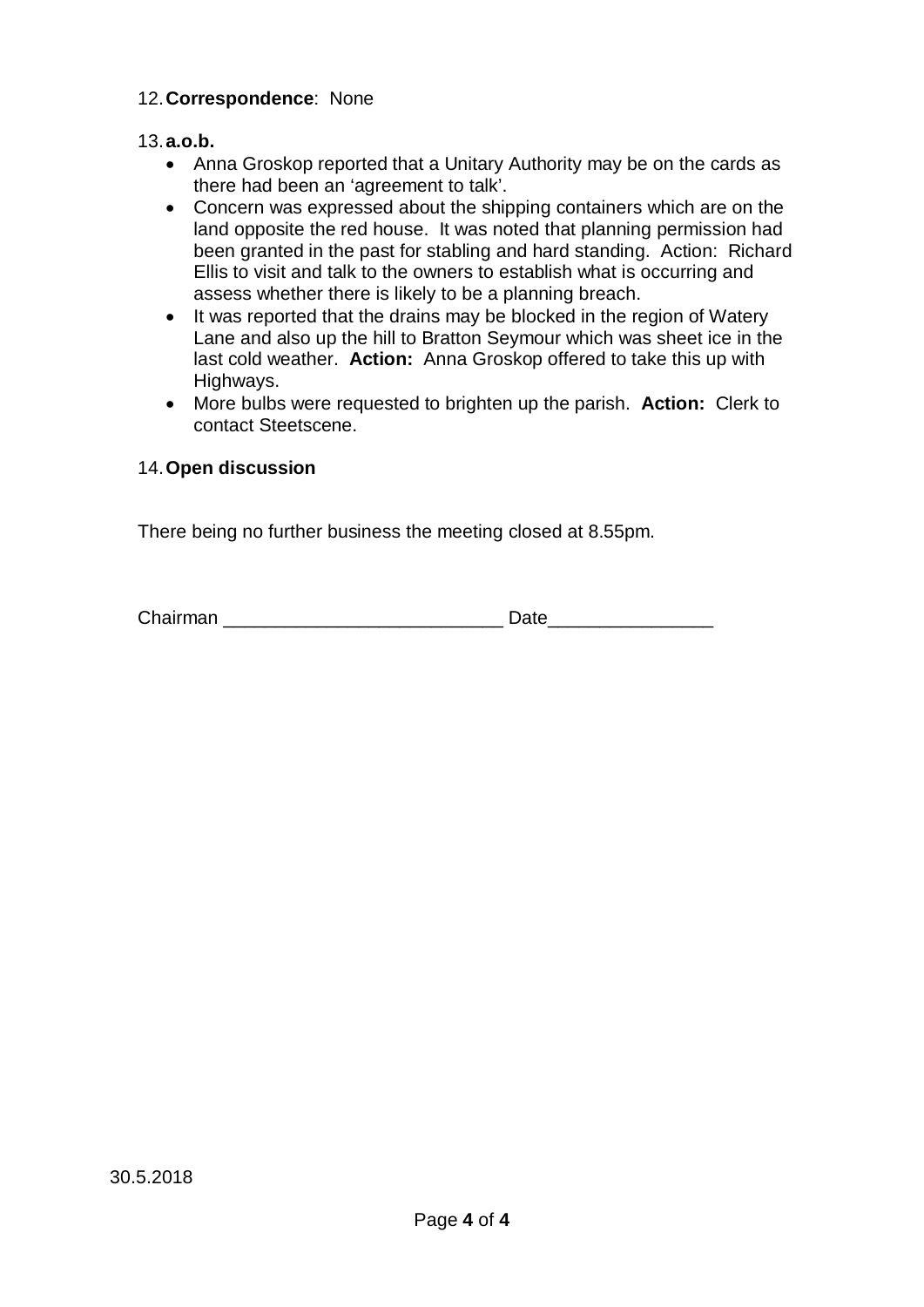12. **Correspondence**: None

13. **a.o.b.**
    - Anna Groskop reported that a Unitary Authority may be on the cards as there had been an 'agreement to talk'.
    - Concern was expressed about the shipping containers which are on the land opposite the red house. It was noted that planning permission had been granted in the past for stabling and hard standing. Action: Richard Ellis to visit and talk to the owners to establish what is occurring and assess whether there is likely to be a planning breach.
    - It was reported that the drains may be blocked in the region of Watery Lane and also up the hill to Bratton Seymour which was sheet ice in the last cold weather. **Action:** Anna Groskop offered to take this up with Highways.
    - More bulbs were requested to brighten up the parish. **Action:** Clerk to contact Steetscene.

14. **Open discussion**

There being no further business the meeting closed at 8.55pm.

Chairman ___________________________ Date________________

30.5.2018